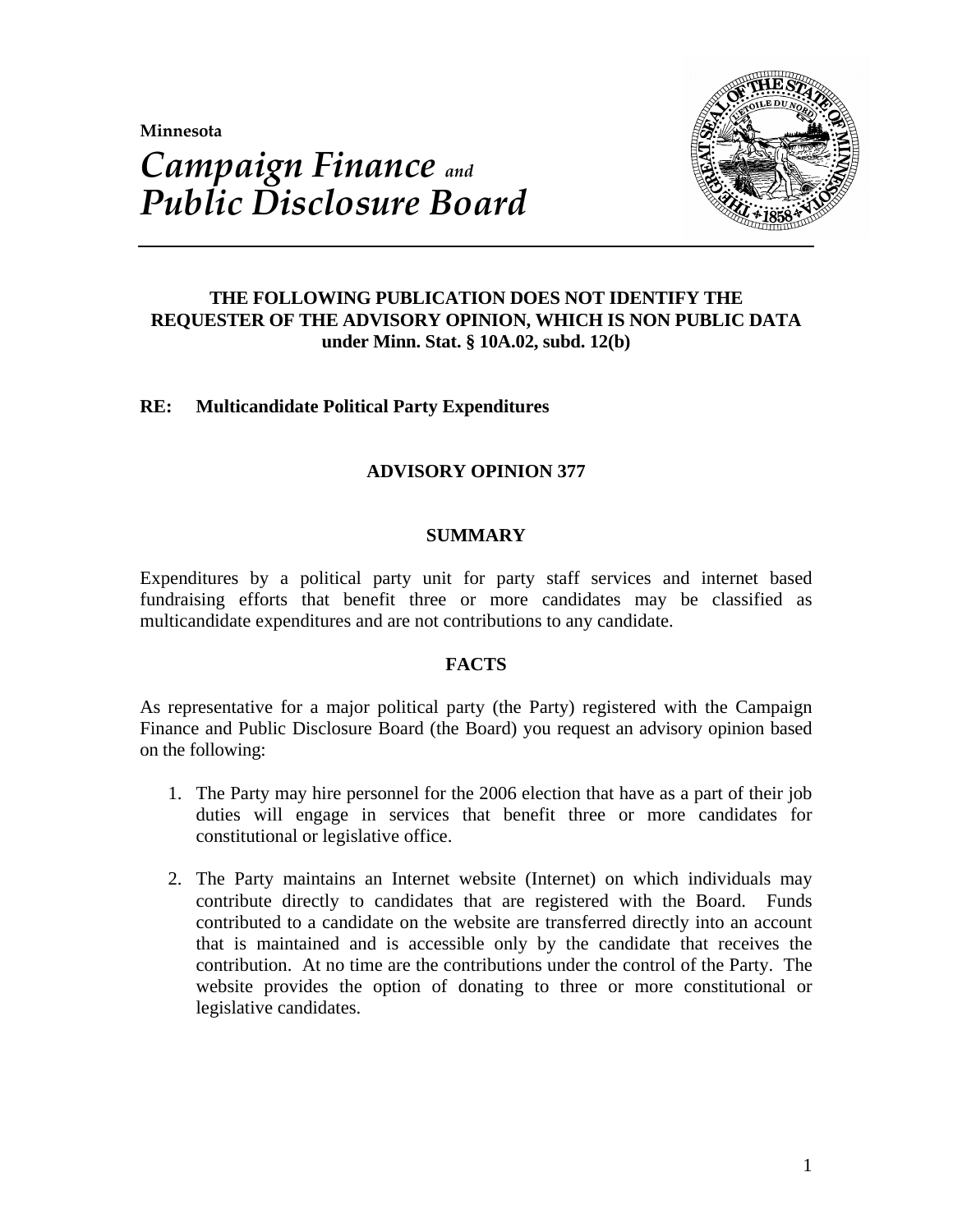**Minnesota**

# *Campaign Finance and Public Disclosure Board*

**THE FOLLOWING PUBLICATION DOES NOT IDENTIFY THE REQUESTER OF THE ADVISORY OPINION, WHICH IS NON PUBLIC DATA under Minn. Stat. § 10A.02, subd. 12(b)**

**RE: Multicandidate Political Party Expenditures**

## ADVISORY OPINION 377

### SUMMARY

Expenditures by a political party unit for party staff services and internet based fundraising efforts that benefit three or more candidates may be classified as multicandidate expenditures and are not contributions to any candidate.

### FACTS

As representative for a major political party (the Party) registered with the Campaign Finance and Public Disclosure Board (the Board) you request an advisory opinion based on the following:

1. The Party may hire personnel for the 2006 election that have as a part of their job duties will engage in services that benefit three or more candidates for constitutional or legislative office.
2. The Party maintains an Internet website (Internet) on which individuals may contribute directly to candidates that are registered with the Board. Funds contributed to a candidate on the website are transferred directly into an account that is maintained and is accessible only by the candidate that receives the contribution. At no time are the contributions under the control of the Party. The website provides the option of donating to three or more constitutional or legislative candidates.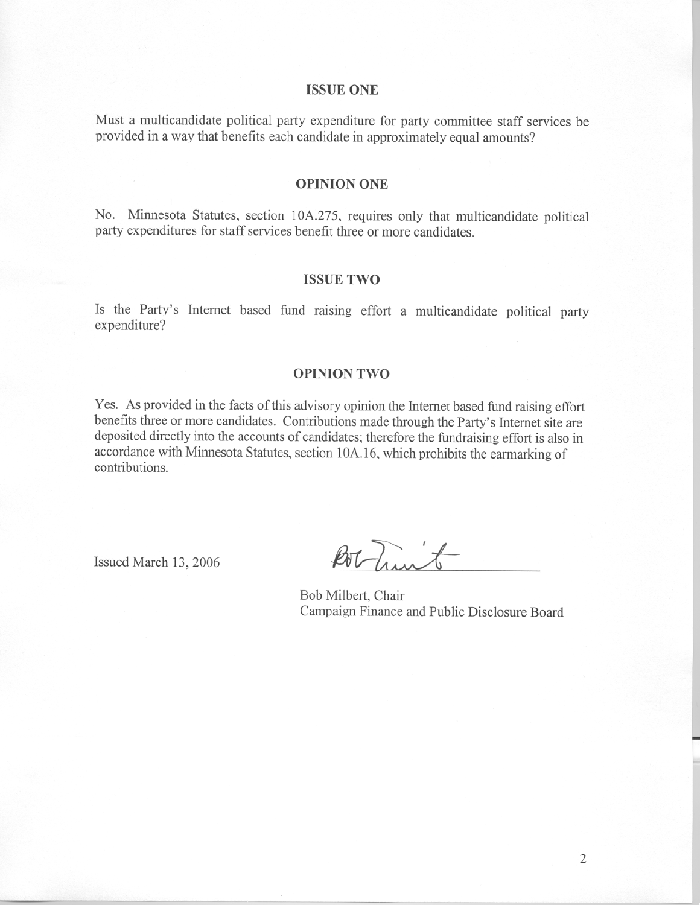## ISSUE ONE

Must a multicandidate political party expenditure for party committee staff services be provided in a way that benefits each candidate in approximately equal amounts?

## OPINION ONE

No. Minnesota Statutes, section 10A.275, requires only that multicandidate political party expenditures for staff services benefit three or more candidates.

## ISSUE TWO

Is the Party's Internet based fund raising effort a multicandidate political party expenditure?

## OPINION TWO

Yes. As provided in the facts of this advisory opinion the Internet based fund raising effort benefits three or more candidates. Contributions made through the Party's Internet site are deposited directly into the accounts of candidates; therefore the fundraising effort is also in accordance with Minnesota Statutes, section 10A.16, which prohibits the earmarking of contributions.

Issued March 13, 2006

Bob Milbert, Chair
Campaign Finance and Public Disclosure Board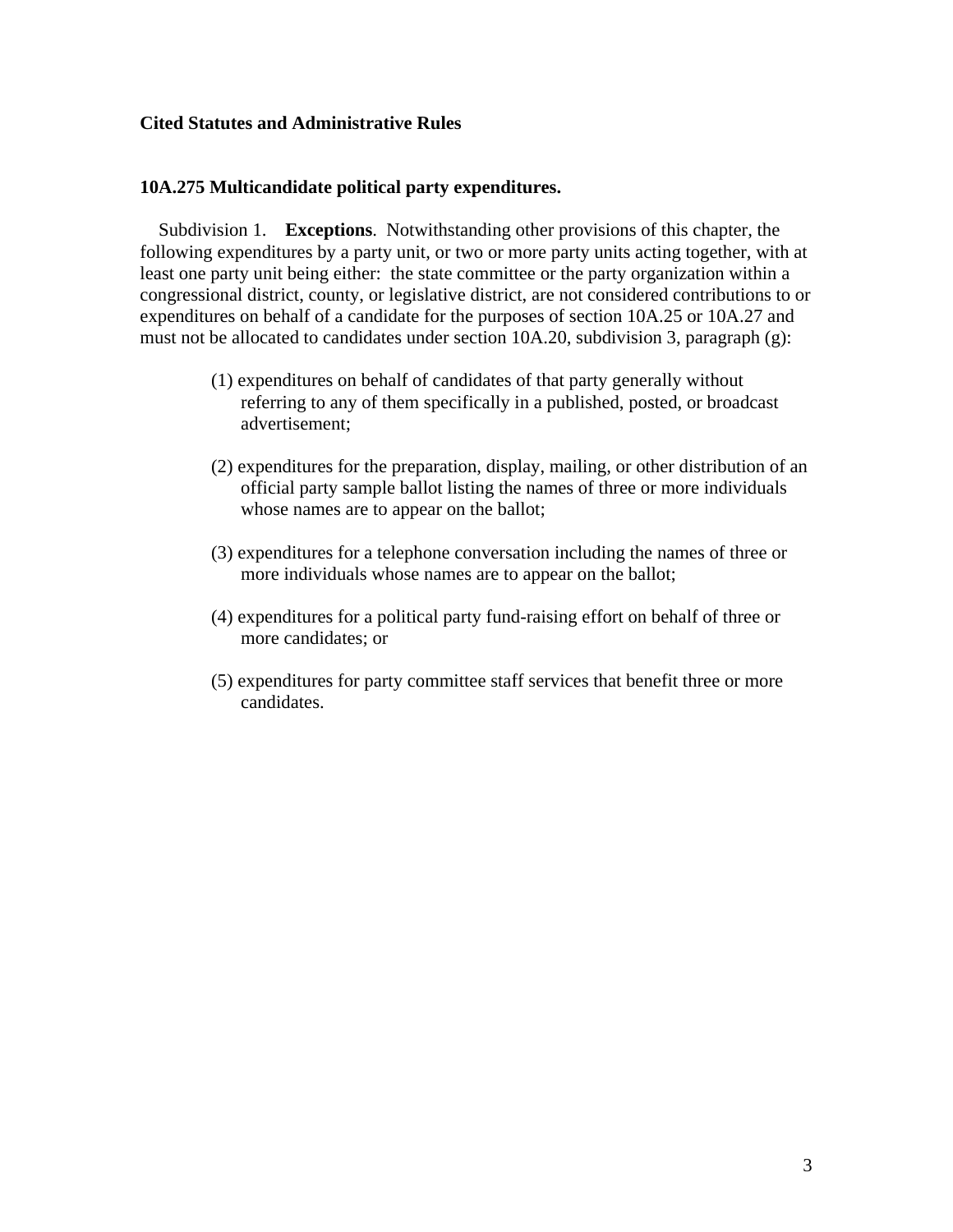**Cited Statutes and Administrative Rules**

**10A.275 Multicandidate political party expenditures.**

Subdivision 1. **Exceptions**. Notwithstanding other provisions of this chapter, the following expenditures by a party unit, or two or more party units acting together, with at least one party unit being either: the state committee or the party organization within a congressional district, county, or legislative district, are not considered contributions to or expenditures on behalf of a candidate for the purposes of section 10A.25 or 10A.27 and must not be allocated to candidates under section 10A.20, subdivision 3, paragraph (g):

(1) expenditures on behalf of candidates of that party generally without referring to any of them specifically in a published, posted, or broadcast advertisement;

(2) expenditures for the preparation, display, mailing, or other distribution of an official party sample ballot listing the names of three or more individuals whose names are to appear on the ballot;

(3) expenditures for a telephone conversation including the names of three or more individuals whose names are to appear on the ballot;

(4) expenditures for a political party fund-raising effort on behalf of three or more candidates; or

(5) expenditures for party committee staff services that benefit three or more candidates.